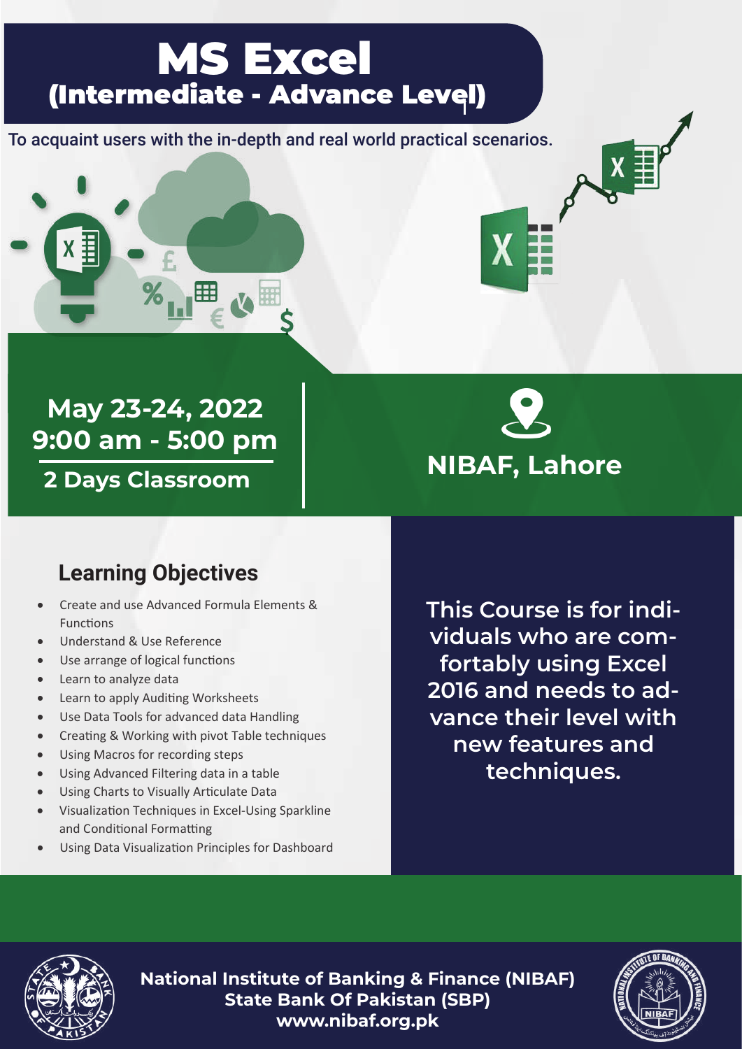# MS Excel
## (Intermediate - Advance Level)

To acquaint users with the in-depth and real world practical scenarios.

**May 23-24, 2022**
**9:00 am - 5:00 pm**
**2 Days Classroom**

**NIBAF, Lahore**

## Learning Objectives

- Create and use Advanced Formula Elements & Functions
- Understand & Use Reference
- Use arrange of logical functions
- Learn to analyze data
- Learn to apply Auditing Worksheets
- Use Data Tools for advanced data Handling
- Creating & Working with pivot Table techniques
- Using Macros for recording steps
- Using Advanced Filtering data in a table
- Using Charts to Visually Articulate Data
- Visualization Techniques in Excel-Using Sparkline and Conditional Formatting
- Using Data Visualization Principles for Dashboard

**This Course is for individuals who are comfortably using Excel 2016 and needs to advance their level with new features and techniques.**

**National Institute of Banking & Finance (NIBAF)**
**State Bank Of Pakistan (SBP)**
**www.nibaf.org.pk**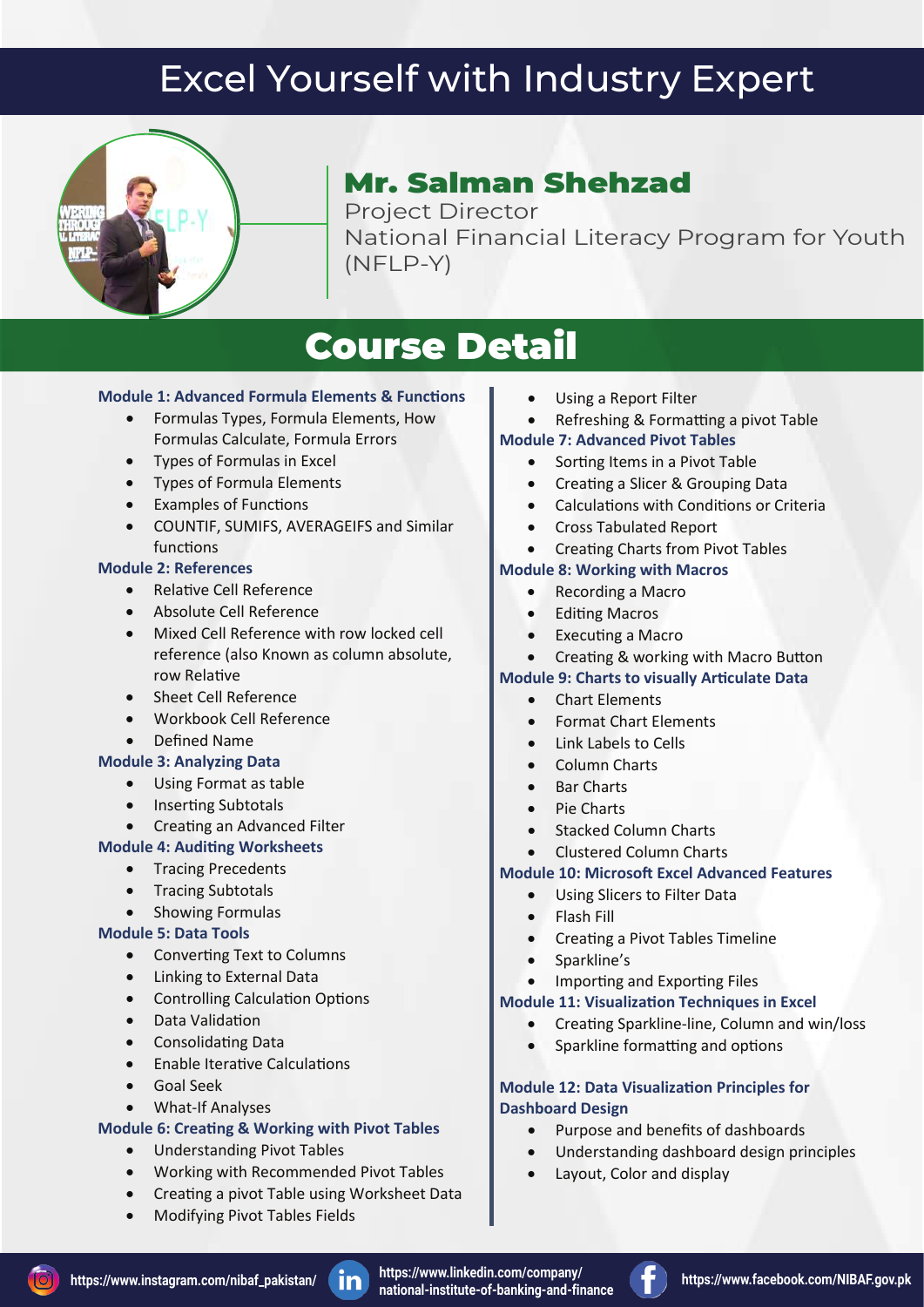# Excel Yourself with Industry Expert

## Mr. Salman Shehzad

Project Director
National Financial Literacy Program for Youth (NFLP-Y)

# Course Detail

**Module 1: Advanced Formula Elements & Functions**

- Formulas Types, Formula Elements, How Formulas Calculate, Formula Errors
- Types of Formulas in Excel
- Types of Formula Elements
- Examples of Functions
- COUNTIF, SUMIFS, AVERAGEIFS and Similar functions

**Module 2: References**

- Relative Cell Reference
- Absolute Cell Reference
- Mixed Cell Reference with row locked cell reference (also Known as column absolute, row Relative
- Sheet Cell Reference
- Workbook Cell Reference
- Defined Name

**Module 3: Analyzing Data**

- Using Format as table
- Inserting Subtotals
- Creating an Advanced Filter

**Module 4: Auditing Worksheets**

- Tracing Precedents
- Tracing Subtotals
- Showing Formulas

**Module 5: Data Tools**

- Converting Text to Columns
- Linking to External Data
- Controlling Calculation Options
- Data Validation
- Consolidating Data
- Enable Iterative Calculations
- Goal Seek
- What-If Analyses

**Module 6: Creating & Working with Pivot Tables**

- Understanding Pivot Tables
- Working with Recommended Pivot Tables
- Creating a pivot Table using Worksheet Data
- Modifying Pivot Tables Fields
- Using a Report Filter
- Refreshing & Formatting a pivot Table

**Module 7: Advanced Pivot Tables**

- Sorting Items in a Pivot Table
- Creating a Slicer & Grouping Data
- Calculations with Conditions or Criteria
- Cross Tabulated Report
- Creating Charts from Pivot Tables

**Module 8: Working with Macros**

- Recording a Macro
- Editing Macros
- Executing a Macro
- Creating & working with Macro Button

**Module 9: Charts to visually Articulate Data**

- Chart Elements
- Format Chart Elements
- Link Labels to Cells
- Column Charts
- Bar Charts
- Pie Charts
- Stacked Column Charts
- Clustered Column Charts

**Module 10: Microsoft Excel Advanced Features**

- Using Slicers to Filter Data
- Flash Fill
- Creating a Pivot Tables Timeline
- Sparkline's
- Importing and Exporting Files

**Module 11: Visualization Techniques in Excel**

- Creating Sparkline-line, Column and win/loss
- Sparkline formatting and options

**Module 12: Data Visualization Principles for Dashboard Design**

- Purpose and benefits of dashboards
- Understanding dashboard design principles
- Layout, Color and display

https://www.instagram.com/nibaf_pakistan/ https://www.linkedin.com/company/national-institute-of-banking-and-finance https://www.facebook.com/NIBAF.gov.pk